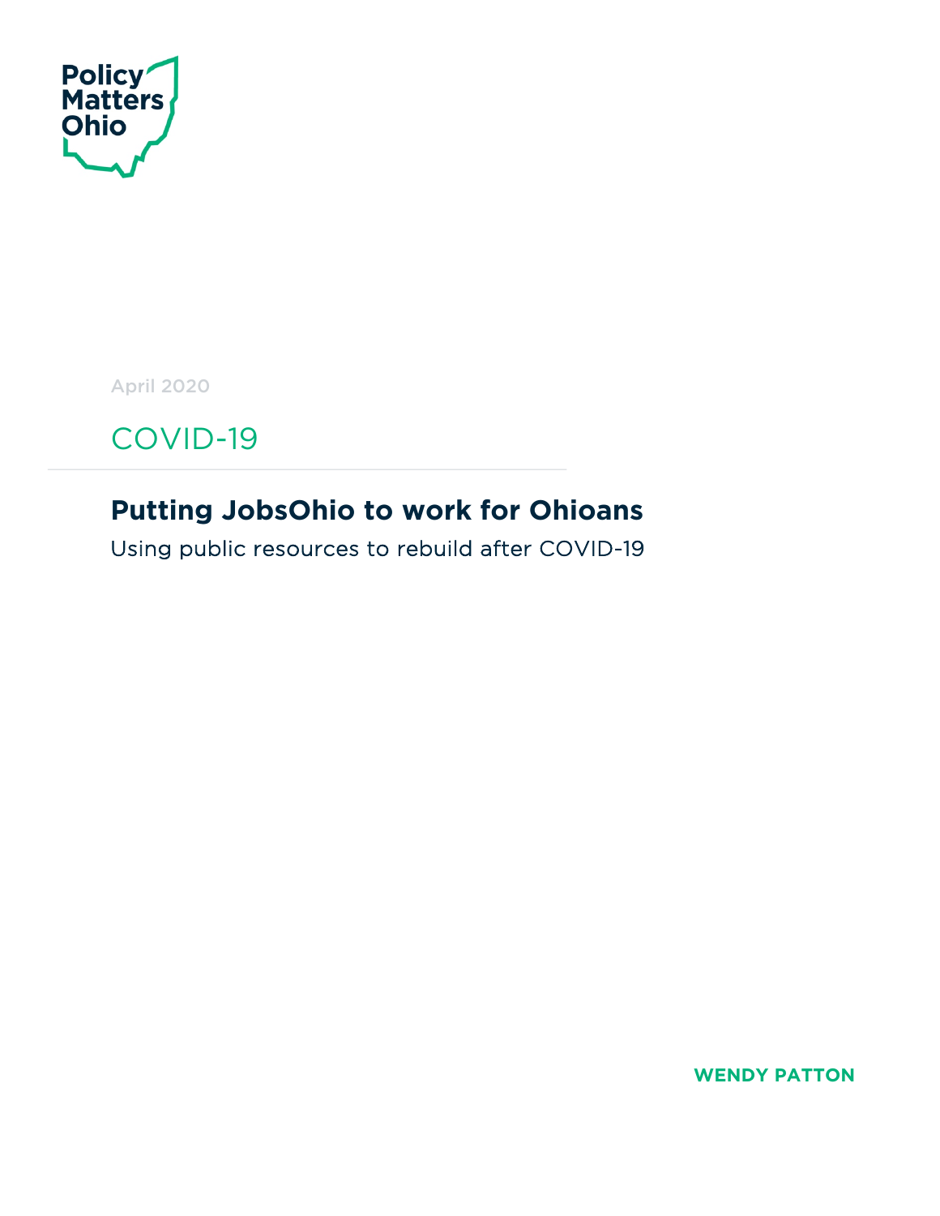Policy Matters Ohio

April 2020

COVID-19

# Putting JobsOhio to work for Ohioans

Using public resources to rebuild after COVID-19

**WENDY PATTON**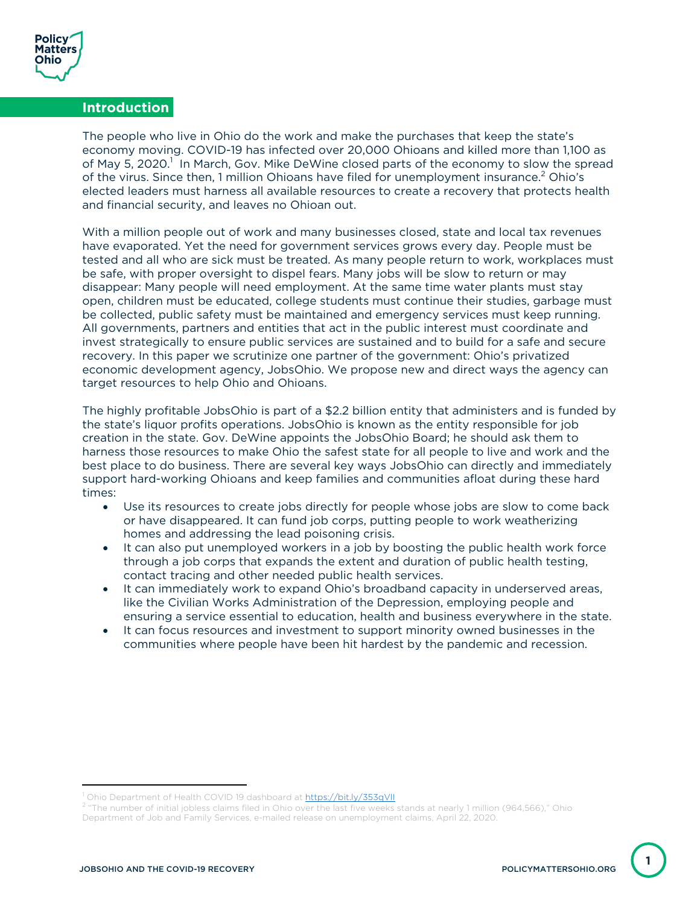## Introduction

The people who live in Ohio do the work and make the purchases that keep the state's economy moving. COVID-19 has infected over 20,000 Ohioans and killed more than 1,100 as of May 5, 2020.[1] In March, Gov. Mike DeWine closed parts of the economy to slow the spread of the virus. Since then, 1 million Ohioans have filed for unemployment insurance.[2] Ohio's elected leaders must harness all available resources to create a recovery that protects health and financial security, and leaves no Ohioan out.

With a million people out of work and many businesses closed, state and local tax revenues have evaporated. Yet the need for government services grows every day. People must be tested and all who are sick must be treated. As many people return to work, workplaces must be safe, with proper oversight to dispel fears. Many jobs will be slow to return or may disappear: Many people will need employment. At the same time water plants must stay open, children must be educated, college students must continue their studies, garbage must be collected, public safety must be maintained and emergency services must keep running. All governments, partners and entities that act in the public interest must coordinate and invest strategically to ensure public services are sustained and to build for a safe and secure recovery. In this paper we scrutinize one partner of the government: Ohio's privatized economic development agency, JobsOhio. We propose new and direct ways the agency can target resources to help Ohio and Ohioans.

The highly profitable JobsOhio is part of a $2.2 billion entity that administers and is funded by the state's liquor profits operations. JobsOhio is known as the entity responsible for job creation in the state. Gov. DeWine appoints the JobsOhio Board; he should ask them to harness those resources to make Ohio the safest state for all people to live and work and the best place to do business. There are several key ways JobsOhio can directly and immediately support hard-working Ohioans and keep families and communities afloat during these hard times:

- Use its resources to create jobs directly for people whose jobs are slow to come back or have disappeared. It can fund job corps, putting people to work weatherizing homes and addressing the lead poisoning crisis.
- It can also put unemployed workers in a job by boosting the public health work force through a job corps that expands the extent and duration of public health testing, contact tracing and other needed public health services.
- It can immediately work to expand Ohio's broadband capacity in underserved areas, like the Civilian Works Administration of the Depression, employing people and ensuring a service essential to education, health and business everywhere in the state.
- It can focus resources and investment to support minority owned businesses in the communities where people have been hit hardest by the pandemic and recession.

---

[1] Ohio Department of Health COVID 19 dashboard at https://bit.ly/353gVIl

[2] "The number of initial jobless claims filed in Ohio over the last five weeks stands at nearly 1 million (964,566)," Ohio Department of Job and Family Services, e-mailed release on unemployment claims, April 22, 2020.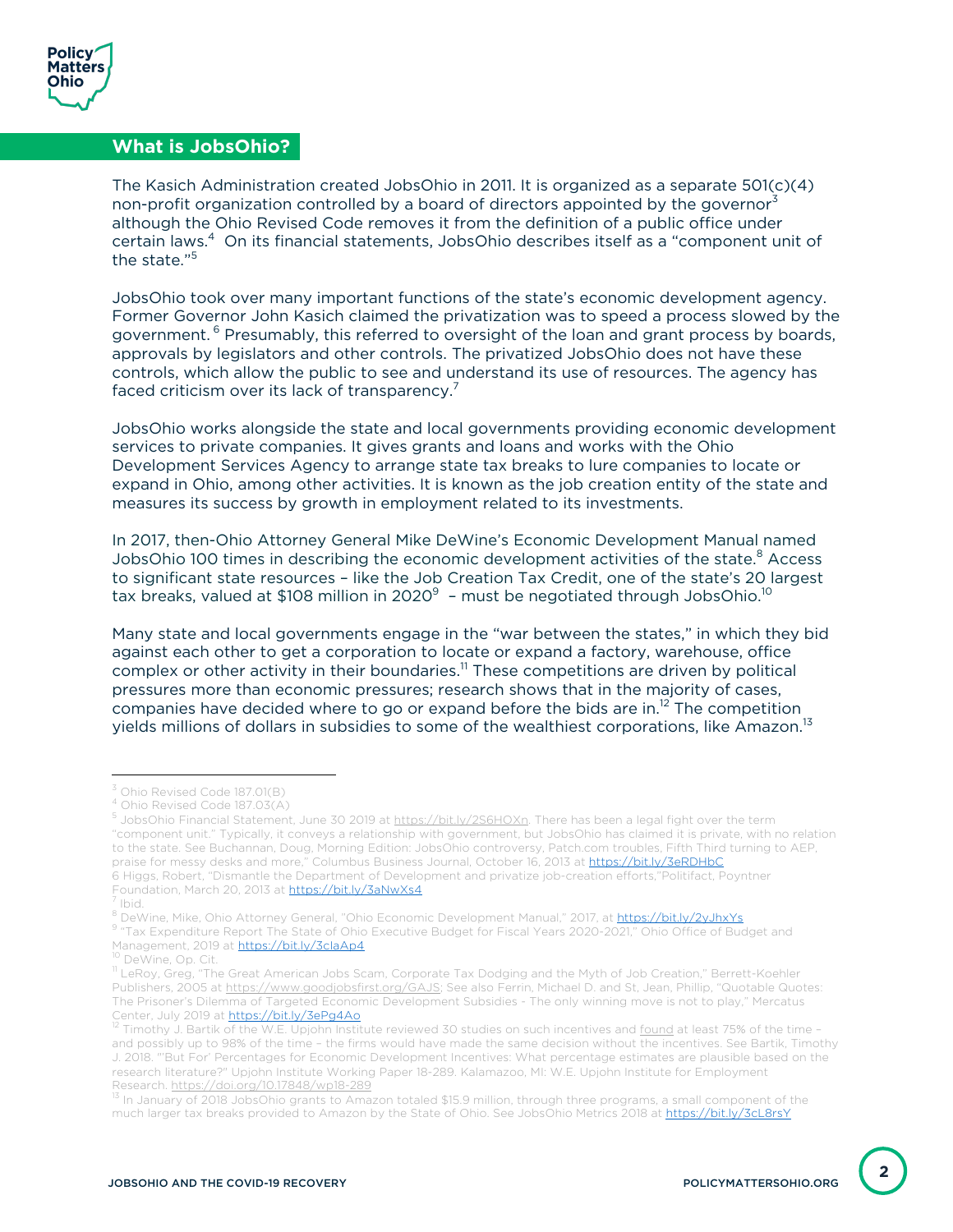## What is JobsOhio?

The Kasich Administration created JobsOhio in 2011. It is organized as a separate 501(c)(4) non-profit organization controlled by a board of directors appointed by the governor[3] although the Ohio Revised Code removes it from the definition of a public office under certain laws.[4] On its financial statements, JobsOhio describes itself as a "component unit of the state."[5]

JobsOhio took over many important functions of the state's economic development agency. Former Governor John Kasich claimed the privatization was to speed a process slowed by the government.[6] Presumably, this referred to oversight of the loan and grant process by boards, approvals by legislators and other controls. The privatized JobsOhio does not have these controls, which allow the public to see and understand its use of resources. The agency has faced criticism over its lack of transparency.[7]

JobsOhio works alongside the state and local governments providing economic development services to private companies. It gives grants and loans and works with the Ohio Development Services Agency to arrange state tax breaks to lure companies to locate or expand in Ohio, among other activities. It is known as the job creation entity of the state and measures its success by growth in employment related to its investments.

In 2017, then-Ohio Attorney General Mike DeWine's Economic Development Manual named JobsOhio 100 times in describing the economic development activities of the state.[8] Access to significant state resources – like the Job Creation Tax Credit, one of the state's 20 largest tax breaks, valued at $108 million in 2020[9] – must be negotiated through JobsOhio.[10]

Many state and local governments engage in the "war between the states," in which they bid against each other to get a corporation to locate or expand a factory, warehouse, office complex or other activity in their boundaries.[11] These competitions are driven by political pressures more than economic pressures; research shows that in the majority of cases, companies have decided where to go or expand before the bids are in.[12] The competition yields millions of dollars in subsidies to some of the wealthiest corporations, like Amazon.[13]

---

[3] Ohio Revised Code 187.01(B)

[4] Ohio Revised Code 187.03(A)

[5] JobsOhio Financial Statement, June 30 2019 at https://bit.ly/2S6HOXn. There has been a legal fight over the term "component unit." Typically, it conveys a relationship with government, but JobsOhio has claimed it is private, with no relation to the state. See Buchannan, Doug, Morning Edition: JobsOhio controversy, Patch.com troubles, Fifth Third turning to AEP, praise for messy desks and more," Columbus Business Journal, October 16, 2013 at https://bit.ly/3eRDHbC

6 Higgs, Robert, "Dismantle the Department of Development and privatize job-creation efforts,"Politifact, Poyntner Foundation, March 20, 2013 at https://bit.ly/3aNwXs4

[7] Ibid.

[8] DeWine, Mike, Ohio Attorney General, "Ohio Economic Development Manual," 2017, at https://bit.ly/2yJhxYs

[9] "Tax Expenditure Report The State of Ohio Executive Budget for Fiscal Years 2020-2021," Ohio Office of Budget and Management, 2019 at https://bit.ly/3claAp4

[10] DeWine, Op. Cit.

[11] LeRoy, Greg, "The Great American Jobs Scam, Corporate Tax Dodging and the Myth of Job Creation," Berrett-Koehler Publishers, 2005 at https://www.goodjobsfirst.org/GAJS; See also Ferrin, Michael D. and St, Jean, Phillip, "Quotable Quotes: The Prisoner's Dilemma of Targeted Economic Development Subsidies - The only winning move is not to play," Mercatus Center, July 2019 at https://bit.ly/3ePg4Ao

[12] Timothy J. Bartik of the W.E. Upjohn Institute reviewed 30 studies on such incentives and found at least 75% of the time – and possibly up to 98% of the time – the firms would have made the same decision without the incentives. See Bartik, Timothy J. 2018. "'But For' Percentages for Economic Development Incentives: What percentage estimates are plausible based on the research literature?" Upjohn Institute Working Paper 18-289. Kalamazoo, MI: W.E. Upjohn Institute for Employment Research. https://doi.org/10.17848/wp18-289

[13] In January of 2018 JobsOhio grants to Amazon totaled $15.9 million, through three programs, a small component of the much larger tax breaks provided to Amazon by the State of Ohio. See JobsOhio Metrics 2018 at https://bit.ly/3cL8rsY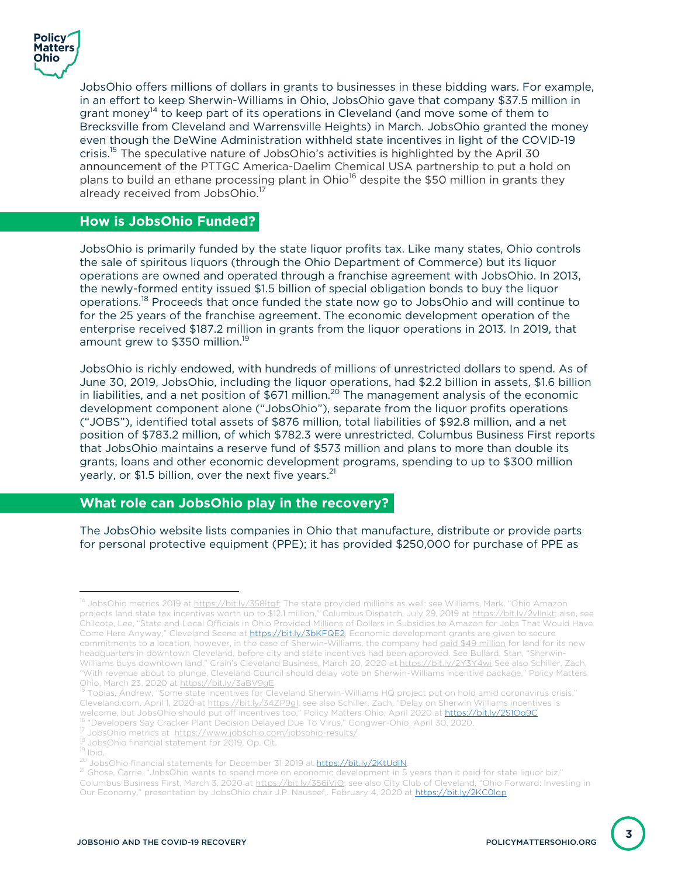JobsOhio offers millions of dollars in grants to businesses in these bidding wars. For example, in an effort to keep Sherwin-Williams in Ohio, JobsOhio gave that company $37.5 million in grant money[14] to keep part of its operations in Cleveland (and move some of them to Brecksville from Cleveland and Warrensville Heights) in March. JobsOhio granted the money even though the DeWine Administration withheld state incentives in light of the COVID-19 crisis.[15] The speculative nature of JobsOhio's activities is highlighted by the April 30 announcement of the PTTGC America-Daelim Chemical USA partnership to put a hold on plans to build an ethane processing plant in Ohio[16] despite the $50 million in grants they already received from JobsOhio.[17]

## How is JobsOhio Funded?

JobsOhio is primarily funded by the state liquor profits tax. Like many states, Ohio controls the sale of spiritous liquors (through the Ohio Department of Commerce) but its liquor operations are owned and operated through a franchise agreement with JobsOhio. In 2013, the newly-formed entity issued $1.5 billion of special obligation bonds to buy the liquor operations.[18] Proceeds that once funded the state now go to JobsOhio and will continue to for the 25 years of the franchise agreement. The economic development operation of the enterprise received $187.2 million in grants from the liquor operations in 2013. In 2019, that amount grew to $350 million.[19]

JobsOhio is richly endowed, with hundreds of millions of unrestricted dollars to spend. As of June 30, 2019, JobsOhio, including the liquor operations, had $2.2 billion in assets, $1.6 billion in liabilities, and a net position of $671 million.[20] The management analysis of the economic development component alone ("JobsOhio"), separate from the liquor profits operations ("JOBS"), identified total assets of $876 million, total liabilities of $92.8 million, and a net position of $783.2 million, of which $782.3 were unrestricted. Columbus Business First reports that JobsOhio maintains a reserve fund of $573 million and plans to more than double its grants, loans and other economic development programs, spending to up to $300 million yearly, or $1.5 billion, over the next five years.[21]

## What role can JobsOhio play in the recovery?

The JobsOhio website lists companies in Ohio that manufacture, distribute or provide parts for personal protective equipment (PPE); it has provided $250,000 for purchase of PPE as

---

[14] JobsOhio metrics 2019 at https://bit.ly/358ltgf; The state provided millions as well: see Williams, Mark, "Ohio Amazon projects land state tax incentives worth up to $12.1 million," Columbus Dispatch, July 29, 2019 at https://bit.ly/2yllnkt; also, see Chilcote, Lee, "State and Local Officials in Ohio Provided Millions of Dollars in Subsidies to Amazon for Jobs That Would Have Come Here Anyway," Cleveland Scene at https://bit.ly/3bKFQE2. Economic development grants are given to secure commitments to a location, however, in the case of Sherwin-Williams, the company had paid $49 million for land for its new headquarters in downtown Cleveland, before city and state incentives had been approved. See Bullard, Stan, "Sherwin-Williams buys downtown land," Crain's Cleveland Business, March 20, 2020 at https://bit.ly/2Y3Y4wi See also Schiller, Zach, "With revenue about to plunge, Cleveland Council should delay vote on Sherwin-Williams incentive package," Policy Matters Ohio, March 23, 2020 at https://bit.ly/3aBV9gE

[15] Tobias, Andrew, "Some state incentives for Cleveland Sherwin-Williams HQ project put on hold amid coronavirus crisis," Cleveland.com, April 1, 2020 at https://bit.ly/34ZP9gl; see also Schiller, Zach, "Delay on Sherwin Williams incentives is welcome, but JobsOhio should put off incentives too," Policy Matters Ohio, April 2020 at https://bit.ly/2S1Og9C

[16] "Developers Say Cracker Plant Decision Delayed Due To Virus," Gongwer-Ohio, April 30, 2020.

[17] JobsOhio metrics at https://www.jobsohio.com/jobsohio-results/

[18] JobsOhio financial statement for 2019, Op. Cit.

[19] Ibid.

[20] JobsOhio financial statements for December 31 2019 at https://bit.ly/2KtUdjN

[21] Ghose, Carrie, "JobsOhio wants to spend more on economic development in 5 years than it paid for state liquor biz," Columbus Business First, March 3, 2020 at https://bit.ly/356iVjO; see also City Club of Cleveland, "Ohio Forward: Investing in Our Economy," presentation by JobsOhio chair J.P. Nauseef,. February 4, 2020 at https://bit.ly/2KC0lqp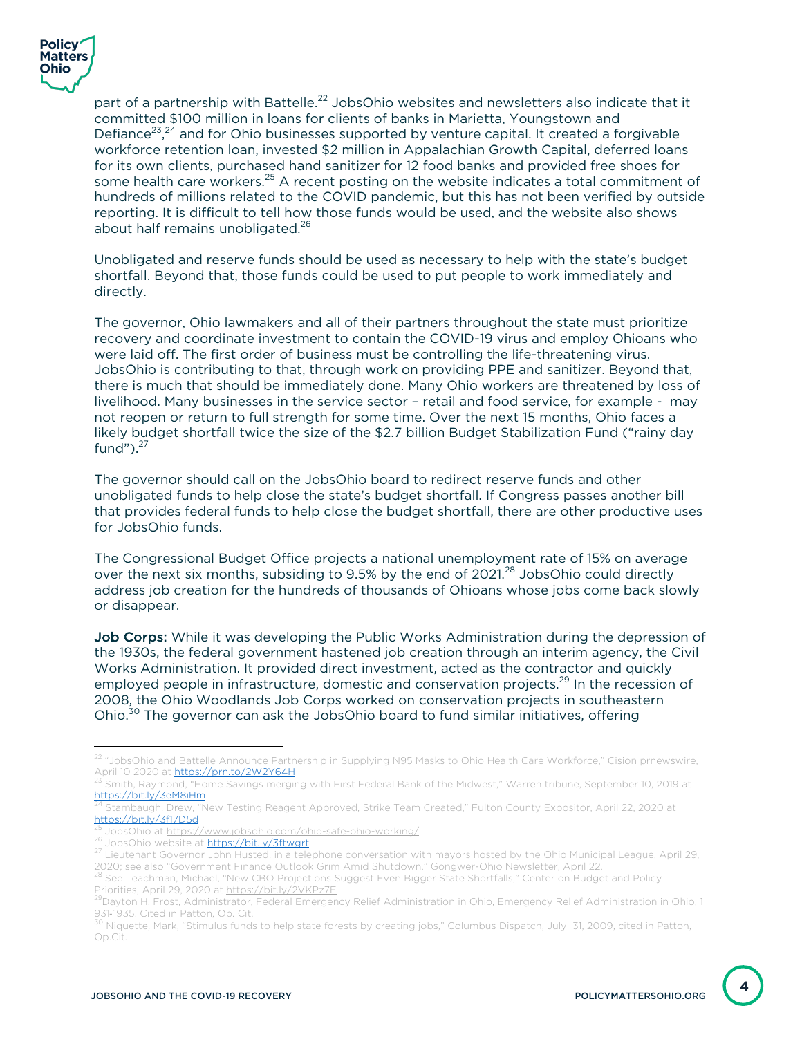part of a partnership with Battelle.[22] JobsOhio websites and newsletters also indicate that it committed $100 million in loans for clients of banks in Marietta, Youngstown and Defiance[23],[24] and for Ohio businesses supported by venture capital. It created a forgivable workforce retention loan, invested $2 million in Appalachian Growth Capital, deferred loans for its own clients, purchased hand sanitizer for 12 food banks and provided free shoes for some health care workers.[25] A recent posting on the website indicates a total commitment of hundreds of millions related to the COVID pandemic, but this has not been verified by outside reporting. It is difficult to tell how those funds would be used, and the website also shows about half remains unobligated.[26]

Unobligated and reserve funds should be used as necessary to help with the state's budget shortfall. Beyond that, those funds could be used to put people to work immediately and directly.

The governor, Ohio lawmakers and all of their partners throughout the state must prioritize recovery and coordinate investment to contain the COVID-19 virus and employ Ohioans who were laid off. The first order of business must be controlling the life-threatening virus. JobsOhio is contributing to that, through work on providing PPE and sanitizer. Beyond that, there is much that should be immediately done. Many Ohio workers are threatened by loss of livelihood. Many businesses in the service sector – retail and food service, for example - may not reopen or return to full strength for some time. Over the next 15 months, Ohio faces a likely budget shortfall twice the size of the $2.7 billion Budget Stabilization Fund ("rainy day fund").[27]

The governor should call on the JobsOhio board to redirect reserve funds and other unobligated funds to help close the state's budget shortfall. If Congress passes another bill that provides federal funds to help close the budget shortfall, there are other productive uses for JobsOhio funds.

The Congressional Budget Office projects a national unemployment rate of 15% on average over the next six months, subsiding to 9.5% by the end of 2021.[28] JobsOhio could directly address job creation for the hundreds of thousands of Ohioans whose jobs come back slowly or disappear.

**Job Corps:** While it was developing the Public Works Administration during the depression of the 1930s, the federal government hastened job creation through an interim agency, the Civil Works Administration. It provided direct investment, acted as the contractor and quickly employed people in infrastructure, domestic and conservation projects.[29] In the recession of 2008, the Ohio Woodlands Job Corps worked on conservation projects in southeastern Ohio.[30] The governor can ask the JobsOhio board to fund similar initiatives, offering

---

[22] "JobsOhio and Battelle Announce Partnership in Supplying N95 Masks to Ohio Health Care Workforce," Cision prnewswire, April 10 2020 at https://prn.to/2W2Y64H

[23] Smith, Raymond, "Home Savings merging with First Federal Bank of the Midwest," Warren tribune, September 10, 2019 at https://bit.ly/3eM8iHm

[24] Stambaugh, Drew, "New Testing Reagent Approved, Strike Team Created," Fulton County Expositor, April 22, 2020 at https://bit.ly/3f17D5d

[25] JobsOhio at https://www.jobsohio.com/ohio-safe-ohio-working/

[26] JobsOhio website at https://bit.ly/3ftwqrt

[27] Lieutenant Governor John Husted, in a telephone conversation with mayors hosted by the Ohio Municipal League, April 29, 2020; see also "Government Finance Outlook Grim Amid Shutdown," Gongwer-Ohio Newsletter, April 22.

[28] See Leachman, Michael, "New CBO Projections Suggest Even Bigger State Shortfalls," Center on Budget and Policy Priorities, April 29, 2020 at https://bit.ly/2VKPz7E

[29] Dayton H. Frost, Administrator, Federal Emergency Relief Administration in Ohio, Emergency Relief Administration in Ohio, 1 931-1935. Cited in Patton, Op. Cit.

[30] Niquette, Mark, "Stimulus funds to help state forests by creating jobs," Columbus Dispatch, July 31, 2009, cited in Patton, Op.Cit.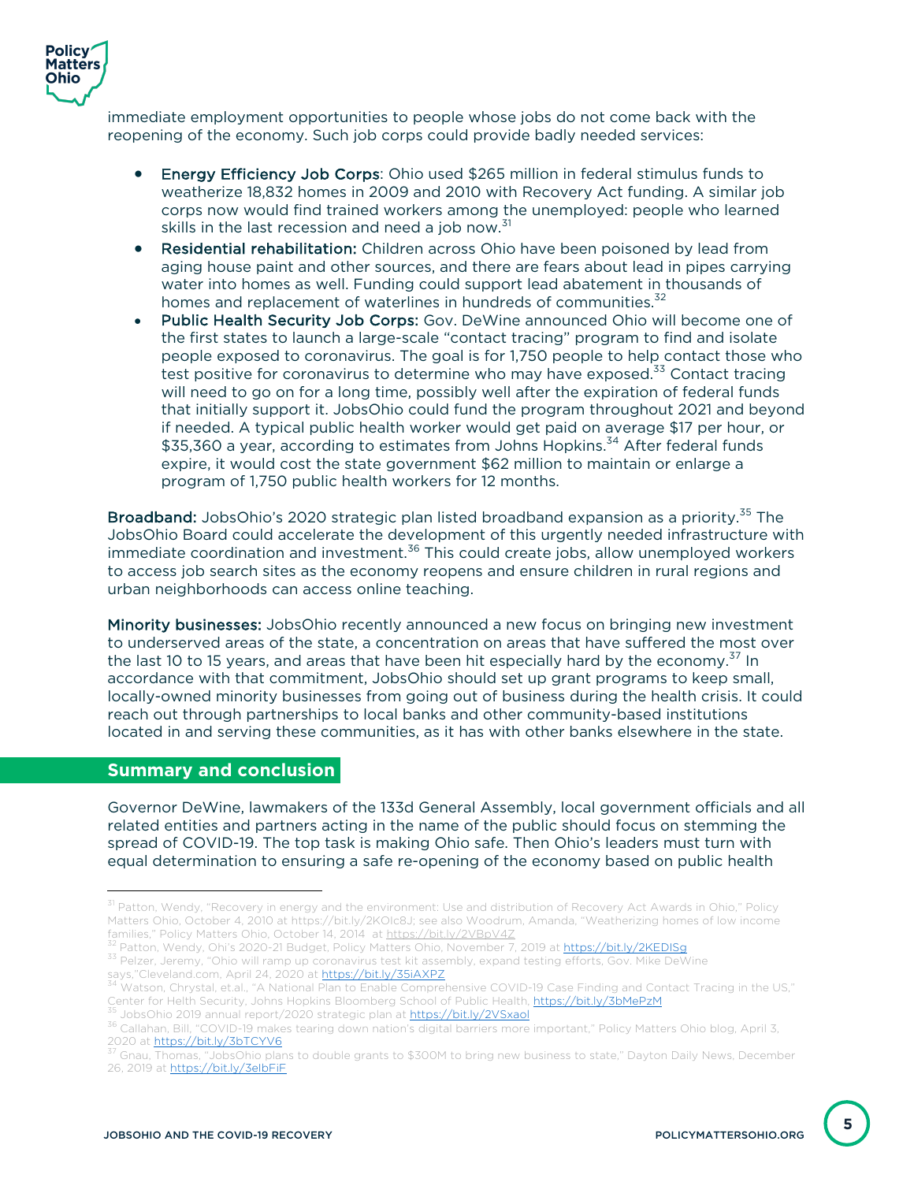immediate employment opportunities to people whose jobs do not come back with the reopening of the economy. Such job corps could provide badly needed services:

- **Energy Efficiency Job Corps**: Ohio used $265 million in federal stimulus funds to weatherize 18,832 homes in 2009 and 2010 with Recovery Act funding. A similar job corps now would find trained workers among the unemployed: people who learned skills in the last recession and need a job now.[31]
- **Residential rehabilitation:** Children across Ohio have been poisoned by lead from aging house paint and other sources, and there are fears about lead in pipes carrying water into homes as well. Funding could support lead abatement in thousands of homes and replacement of waterlines in hundreds of communities.[32]
- **Public Health Security Job Corps:** Gov. DeWine announced Ohio will become one of the first states to launch a large-scale "contact tracing" program to find and isolate people exposed to coronavirus. The goal is for 1,750 people to help contact those who test positive for coronavirus to determine who may have exposed.[33] Contact tracing will need to go on for a long time, possibly well after the expiration of federal funds that initially support it. JobsOhio could fund the program throughout 2021 and beyond if needed. A typical public health worker would get paid on average $17 per hour, or $35,360 a year, according to estimates from Johns Hopkins.[34] After federal funds expire, it would cost the state government $62 million to maintain or enlarge a program of 1,750 public health workers for 12 months.

**Broadband:** JobsOhio's 2020 strategic plan listed broadband expansion as a priority.[35] The JobsOhio Board could accelerate the development of this urgently needed infrastructure with immediate coordination and investment.[36] This could create jobs, allow unemployed workers to access job search sites as the economy reopens and ensure children in rural regions and urban neighborhoods can access online teaching.

**Minority businesses:** JobsOhio recently announced a new focus on bringing new investment to underserved areas of the state, a concentration on areas that have suffered the most over the last 10 to 15 years, and areas that have been hit especially hard by the economy.[37] In accordance with that commitment, JobsOhio should set up grant programs to keep small, locally-owned minority businesses from going out of business during the health crisis. It could reach out through partnerships to local banks and other community-based institutions located in and serving these communities, as it has with other banks elsewhere in the state.

## Summary and conclusion

Governor DeWine, lawmakers of the 133d General Assembly, local government officials and all related entities and partners acting in the name of the public should focus on stemming the spread of COVID-19. The top task is making Ohio safe. Then Ohio's leaders must turn with equal determination to ensuring a safe re-opening of the economy based on public health

---

[31] Patton, Wendy, "Recovery in energy and the environment: Use and distribution of Recovery Act Awards in Ohio," Policy Matters Ohio, October 4, 2010 at https://bit.ly/2KOIc8J; see also Woodrum, Amanda, "Weatherizing homes of low income families," Policy Matters Ohio, October 14, 2014 at https://bit.ly/2VBpV4Z

[32] Patton, Wendy, Ohi's 2020-21 Budget, Policy Matters Ohio, November 7, 2019 at https://bit.ly/2KEDISg

[33] Pelzer, Jeremy, "Ohio will ramp up coronavirus test kit assembly, expand testing efforts, Gov. Mike DeWine says,"Cleveland.com, April 24, 2020 at https://bit.ly/35iAXPZ

[34] Watson, Chrystal, et.al., "A National Plan to Enable Comprehensive COVID-19 Case Finding and Contact Tracing in the US," Center for Helth Security, Johns Hopkins Bloomberg School of Public Health, https://bit.ly/3bMePzM

[35] JobsOhio 2019 annual report/2020 strategic plan at https://bit.ly/2VSxaol

[36] Callahan, Bill, "COVID-19 makes tearing down nation's digital barriers more important," Policy Matters Ohio blog, April 3, 2020 at https://bit.ly/3bTCYV6

[37] Gnau, Thomas. "JobsOhio plans to double grants to $300M to bring new business to state," Dayton Daily News, December 26, 2019 at https://bit.ly/3eIbFiF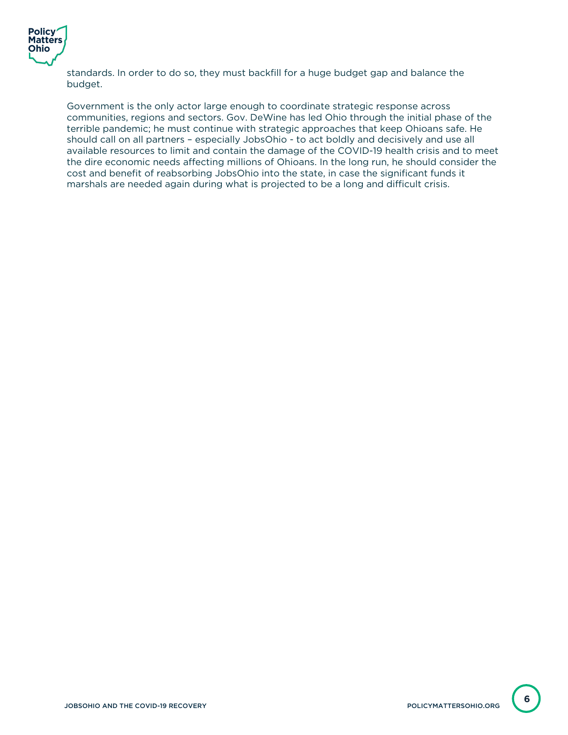standards. In order to do so, they must backfill for a huge budget gap and balance the budget.

Government is the only actor large enough to coordinate strategic response across communities, regions and sectors. Gov. DeWine has led Ohio through the initial phase of the terrible pandemic; he must continue with strategic approaches that keep Ohioans safe. He should call on all partners – especially JobsOhio - to act boldly and decisively and use all available resources to limit and contain the damage of the COVID-19 health crisis and to meet the dire economic needs affecting millions of Ohioans. In the long run, he should consider the cost and benefit of reabsorbing JobsOhio into the state, in case the significant funds it marshals are needed again during what is projected to be a long and difficult crisis.